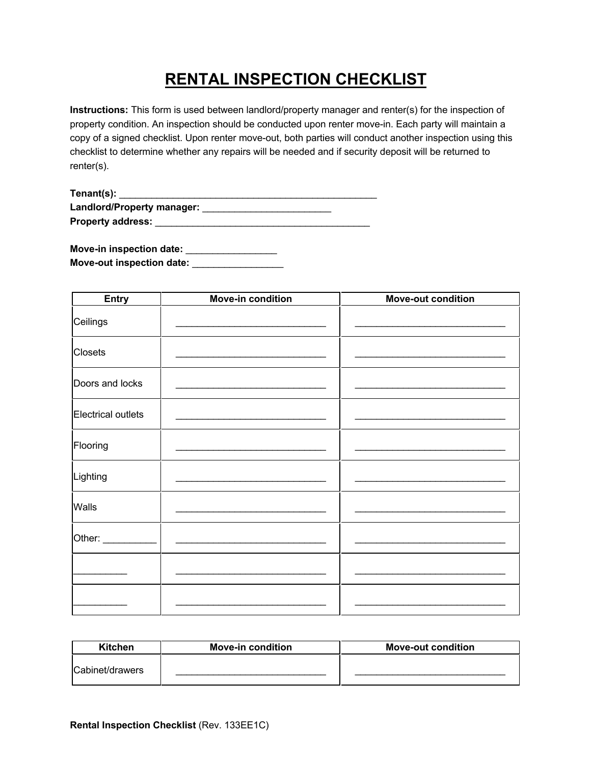# RENTAL INSPECTION CHECKLIST

**Instructions:** This form is used between landlord/property manager and renter(s) for the inspection of property condition. An inspection should be conducted upon renter move-in. Each party will maintain a copy of a signed checklist. Upon renter move-out, both parties will conduct another inspection using this checklist to determine whether any repairs will be needed and if security deposit will be returned to renter(s).

**Tenant(s):** ___________________________________________________

**Landlord/Property manager:** ________________________

**Property address:** _________________________________________

**Move-in inspection date:** _________________

**Move-out inspection date:** _________________

| Entry | Move-in condition | Move-out condition |
|---|---|---|
| Ceilings | _____________________________ | _____________________________ |
| Closets | _____________________________ | _____________________________ |
| Doors and locks | _____________________________ | _____________________________ |
| Electrical outlets | _____________________________ | _____________________________ |
| Flooring | _____________________________ | _____________________________ |
| Lighting | _____________________________ | _____________________________ |
| Walls | _____________________________ | _____________________________ |
| Other: __________ | _____________________________ | _____________________________ |
| __________ | _____________________________ | _____________________________ |
| __________ | _____________________________ | _____________________________ |

| Kitchen | Move-in condition | Move-out condition |
|---|---|---|
| Cabinet/drawers | _____________________________ | _____________________________ |

**Rental Inspection Checklist** (Rev. 133EE1C)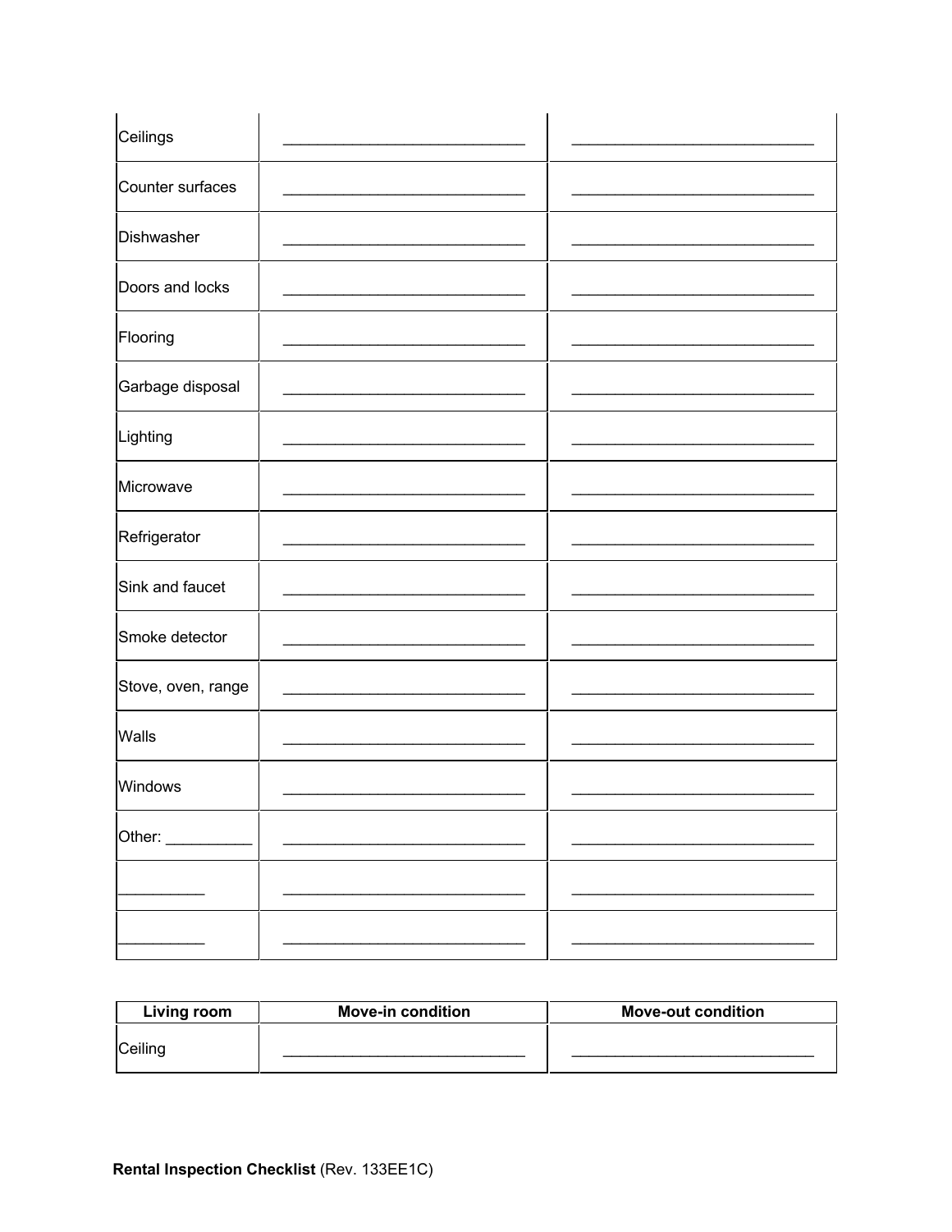| | | |
|---|---|---|
| Ceilings | ___________________________ | ___________________________ |
| Counter surfaces | ___________________________ | ___________________________ |
| Dishwasher | ___________________________ | ___________________________ |
| Doors and locks | ___________________________ | ___________________________ |
| Flooring | ___________________________ | ___________________________ |
| Garbage disposal | ___________________________ | ___________________________ |
| Lighting | ___________________________ | ___________________________ |
| Microwave | ___________________________ | ___________________________ |
| Refrigerator | ___________________________ | ___________________________ |
| Sink and faucet | ___________________________ | ___________________________ |
| Smoke detector | ___________________________ | ___________________________ |
| Stove, oven, range | ___________________________ | ___________________________ |
| Walls | ___________________________ | ___________________________ |
| Windows | ___________________________ | ___________________________ |
| Other: __________ | ___________________________ | ___________________________ |
| __________ | ___________________________ | ___________________________ |
| __________ | ___________________________ | ___________________________ |

| Living room | Move-in condition | Move-out condition |
|---|---|---|
| Ceiling | ___________________________ | ___________________________ |

**Rental Inspection Checklist** (Rev. 133EE1C)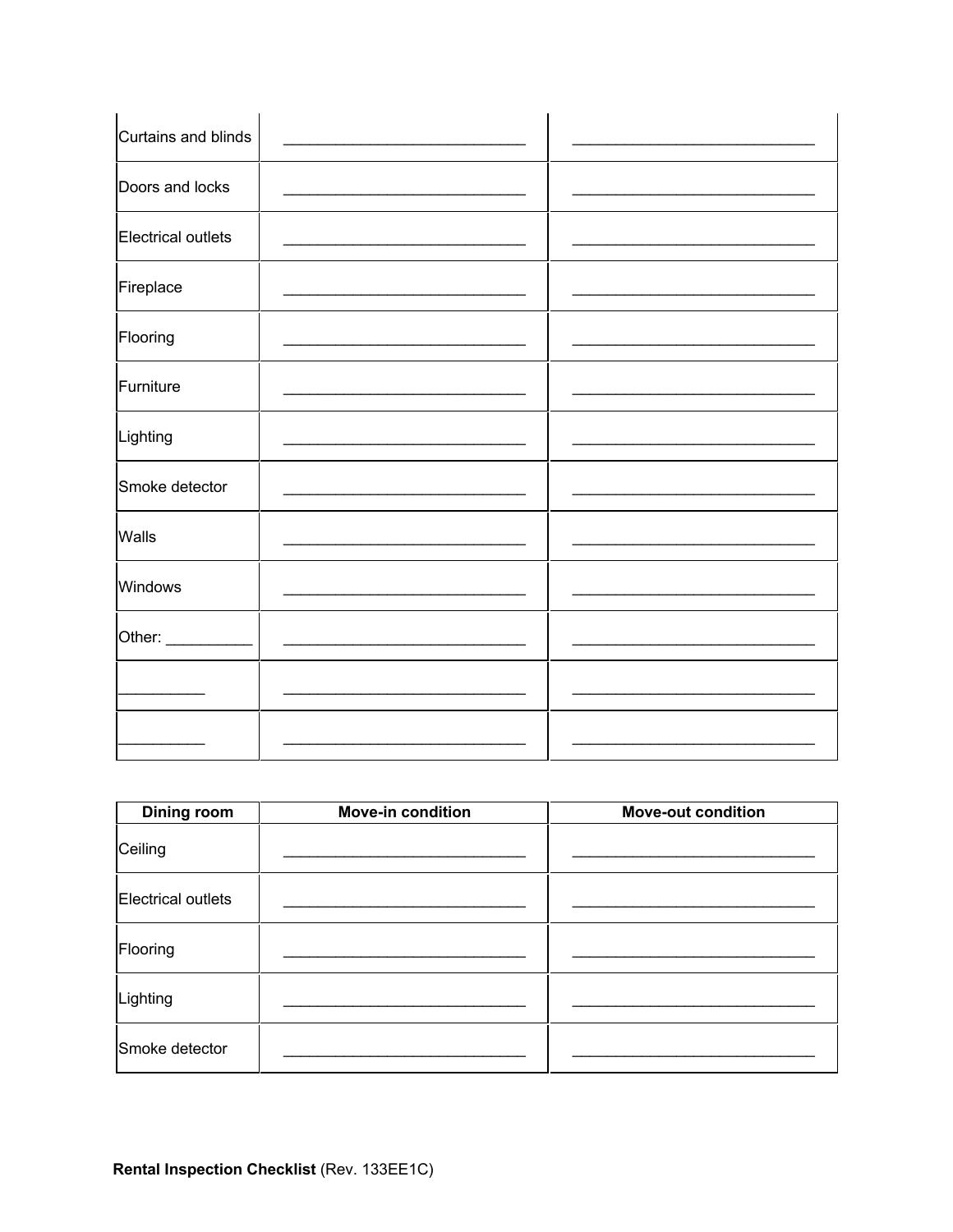| | | |
|---|---|---|
| Curtains and blinds | ___________________________ | ___________________________ |
| Doors and locks | ___________________________ | ___________________________ |
| Electrical outlets | ___________________________ | ___________________________ |
| Fireplace | ___________________________ | ___________________________ |
| Flooring | ___________________________ | ___________________________ |
| Furniture | ___________________________ | ___________________________ |
| Lighting | ___________________________ | ___________________________ |
| Smoke detector | ___________________________ | ___________________________ |
| Walls | ___________________________ | ___________________________ |
| Windows | ___________________________ | ___________________________ |
| Other: __________ | ___________________________ | ___________________________ |
| __________ | ___________________________ | ___________________________ |
| __________ | ___________________________ | ___________________________ |

| Dining room | Move-in condition | Move-out condition |
|---|---|---|
| Ceiling | ___________________________ | ___________________________ |
| Electrical outlets | ___________________________ | ___________________________ |
| Flooring | ___________________________ | ___________________________ |
| Lighting | ___________________________ | ___________________________ |
| Smoke detector | ___________________________ | ___________________________ |

**Rental Inspection Checklist** (Rev. 133EE1C)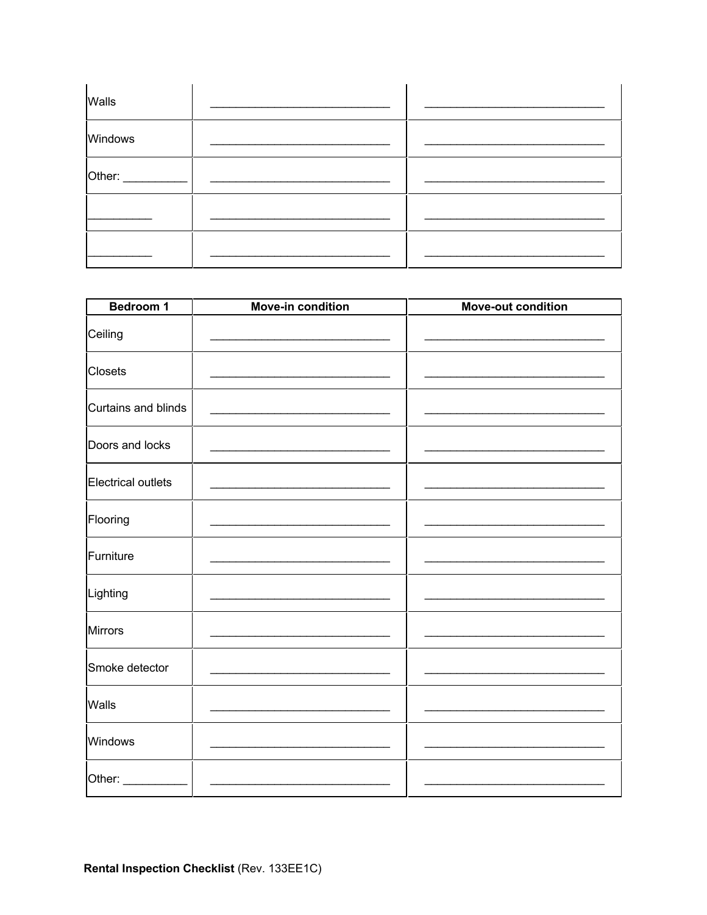| | | |
|---|---|---|
| Walls | ____________________________ | ____________________________ |
| Windows | ____________________________ | ____________________________ |
| Other: __________ | ____________________________ | ____________________________ |
| __________ | ____________________________ | ____________________________ |
| __________ | ____________________________ | ____________________________ |

| Bedroom 1 | Move-in condition | Move-out condition |
|---|---|---|
| Ceiling | ____________________________ | ____________________________ |
| Closets | ____________________________ | ____________________________ |
| Curtains and blinds | ____________________________ | ____________________________ |
| Doors and locks | ____________________________ | ____________________________ |
| Electrical outlets | ____________________________ | ____________________________ |
| Flooring | ____________________________ | ____________________________ |
| Furniture | ____________________________ | ____________________________ |
| Lighting | ____________________________ | ____________________________ |
| Mirrors | ____________________________ | ____________________________ |
| Smoke detector | ____________________________ | ____________________________ |
| Walls | ____________________________ | ____________________________ |
| Windows | ____________________________ | ____________________________ |
| Other: __________ | ____________________________ | ____________________________ |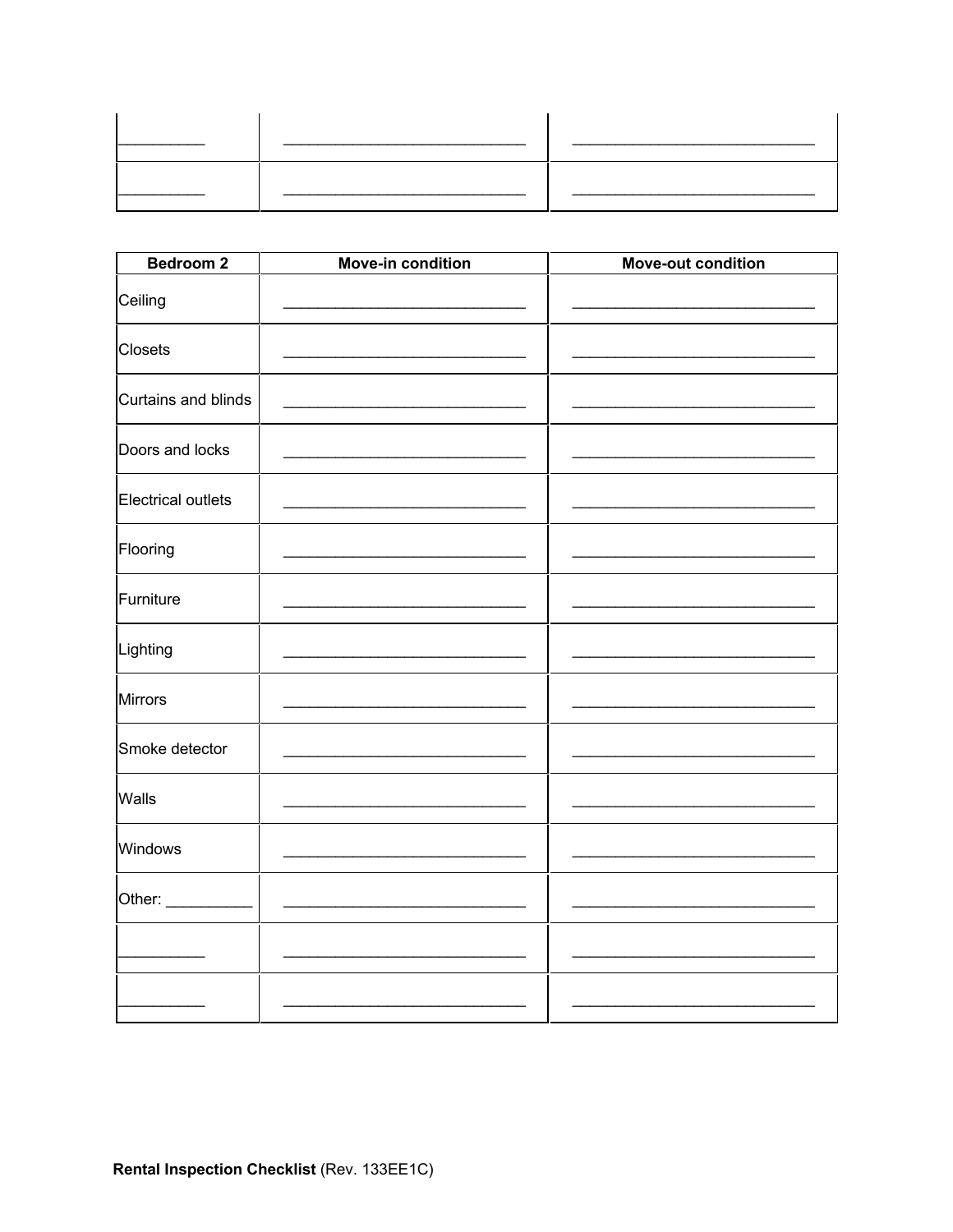| | | |
|---|---|---|
| __________ | ____________________________ | ____________________________ |
| __________ | ____________________________ | ____________________________ |

| Bedroom 2 | Move-in condition | Move-out condition |
|---|---|---|
| Ceiling | ____________________________ | ____________________________ |
| Closets | ____________________________ | ____________________________ |
| Curtains and blinds | ____________________________ | ____________________________ |
| Doors and locks | ____________________________ | ____________________________ |
| Electrical outlets | ____________________________ | ____________________________ |
| Flooring | ____________________________ | ____________________________ |
| Furniture | ____________________________ | ____________________________ |
| Lighting | ____________________________ | ____________________________ |
| Mirrors | ____________________________ | ____________________________ |
| Smoke detector | ____________________________ | ____________________________ |
| Walls | ____________________________ | ____________________________ |
| Windows | ____________________________ | ____________________________ |
| Other: __________ | ____________________________ | ____________________________ |
| __________ | ____________________________ | ____________________________ |
| __________ | ____________________________ | ____________________________ |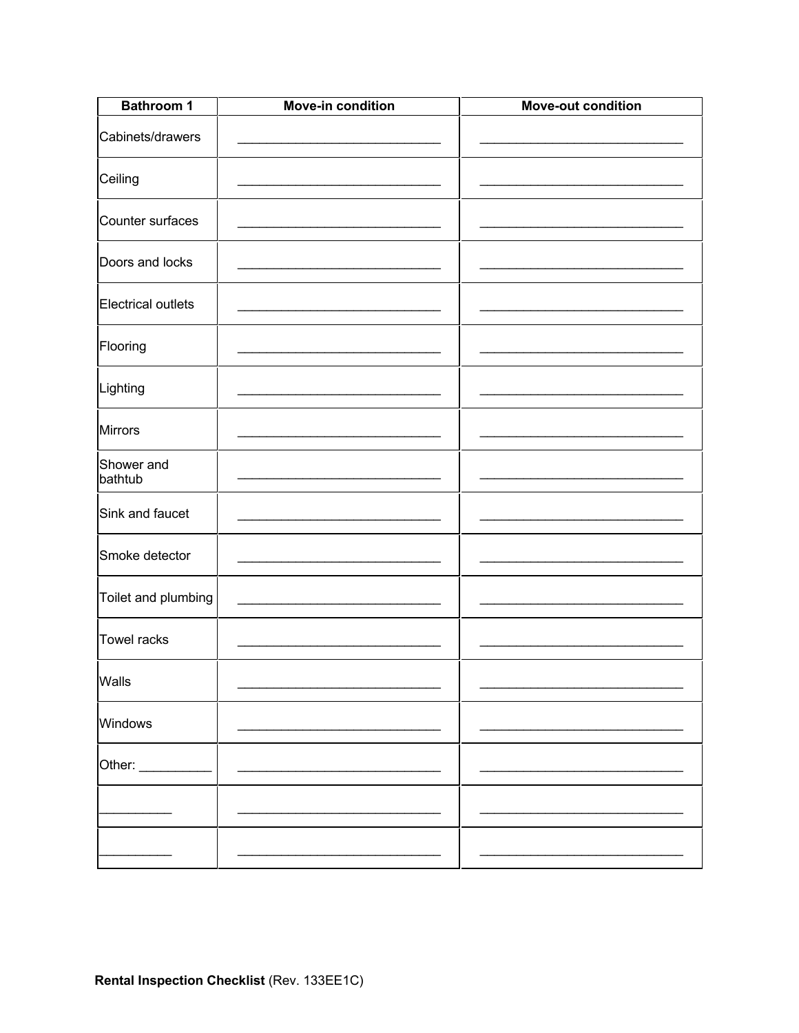| Bathroom 1 | Move-in condition | Move-out condition |
|---|---|---|
| Cabinets/drawers | ___________________________ | ___________________________ |
| Ceiling | ___________________________ | ___________________________ |
| Counter surfaces | ___________________________ | ___________________________ |
| Doors and locks | ___________________________ | ___________________________ |
| Electrical outlets | ___________________________ | ___________________________ |
| Flooring | ___________________________ | ___________________________ |
| Lighting | ___________________________ | ___________________________ |
| Mirrors | ___________________________ | ___________________________ |
| Shower and bathtub | ___________________________ | ___________________________ |
| Sink and faucet | ___________________________ | ___________________________ |
| Smoke detector | ___________________________ | ___________________________ |
| Toilet and plumbing | ___________________________ | ___________________________ |
| Towel racks | ___________________________ | ___________________________ |
| Walls | ___________________________ | ___________________________ |
| Windows | ___________________________ | ___________________________ |
| Other: __________ | ___________________________ | ___________________________ |
| __________ | ___________________________ | ___________________________ |
| __________ | ___________________________ | ___________________________ |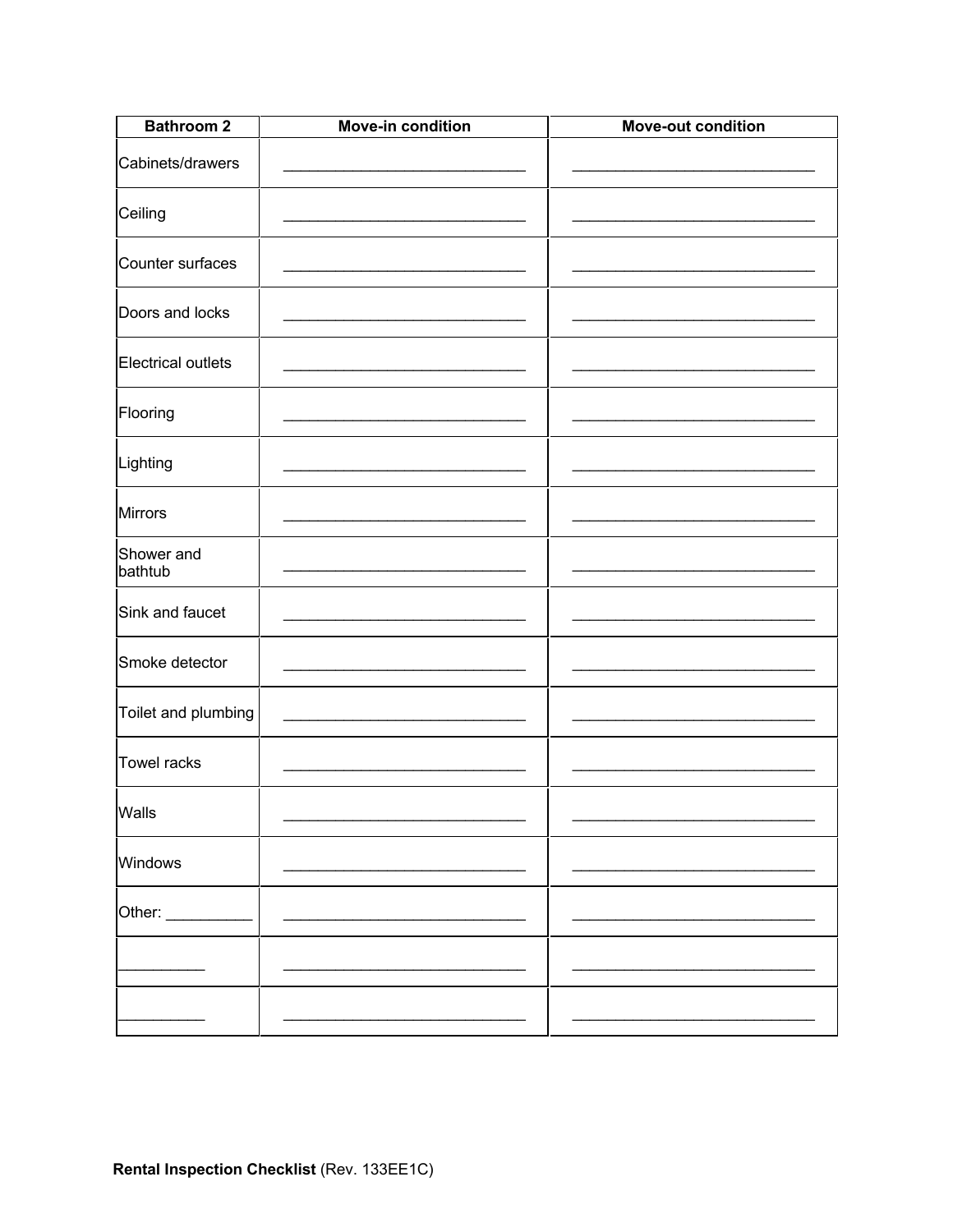| Bathroom 2 | Move-in condition | Move-out condition |
|---|---|---|
| Cabinets/drawers | ____________________________ | ____________________________ |
| Ceiling | ____________________________ | ____________________________ |
| Counter surfaces | ____________________________ | ____________________________ |
| Doors and locks | ____________________________ | ____________________________ |
| Electrical outlets | ____________________________ | ____________________________ |
| Flooring | ____________________________ | ____________________________ |
| Lighting | ____________________________ | ____________________________ |
| Mirrors | ____________________________ | ____________________________ |
| Shower and bathtub | ____________________________ | ____________________________ |
| Sink and faucet | ____________________________ | ____________________________ |
| Smoke detector | ____________________________ | ____________________________ |
| Toilet and plumbing | ____________________________ | ____________________________ |
| Towel racks | ____________________________ | ____________________________ |
| Walls | ____________________________ | ____________________________ |
| Windows | ____________________________ | ____________________________ |
| Other: __________ | ____________________________ | ____________________________ |
| __________ | ____________________________ | ____________________________ |
| __________ | ____________________________ | ____________________________ |

**Rental Inspection Checklist** (Rev. 133EE1C)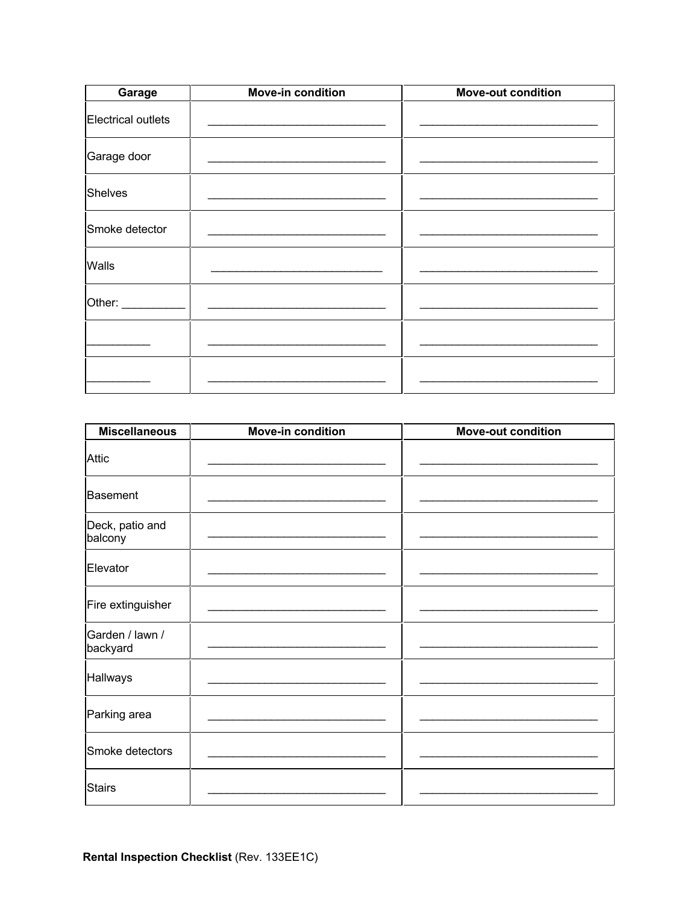| Garage | Move-in condition | Move-out condition |
| --- | --- | --- |
| Electrical outlets | ____________________________ | ____________________________ |
| Garage door | ____________________________ | ____________________________ |
| Shelves | ____________________________ | ____________________________ |
| Smoke detector | ____________________________ | ____________________________ |
| Walls | ____________________________ | ____________________________ |
| Other: __________ | ____________________________ | ____________________________ |
| __________ | ____________________________ | ____________________________ |
| __________ | ____________________________ | ____________________________ |

| Miscellaneous | Move-in condition | Move-out condition |
| --- | --- | --- |
| Attic | ____________________________ | ____________________________ |
| Basement | ____________________________ | ____________________________ |
| Deck, patio and balcony | ____________________________ | ____________________________ |
| Elevator | ____________________________ | ____________________________ |
| Fire extinguisher | ____________________________ | ____________________________ |
| Garden / lawn / backyard | ____________________________ | ____________________________ |
| Hallways | ____________________________ | ____________________________ |
| Parking area | ____________________________ | ____________________________ |
| Smoke detectors | ____________________________ | ____________________________ |
| Stairs | ____________________________ | ____________________________ |

**Rental Inspection Checklist** (Rev. 133EE1C)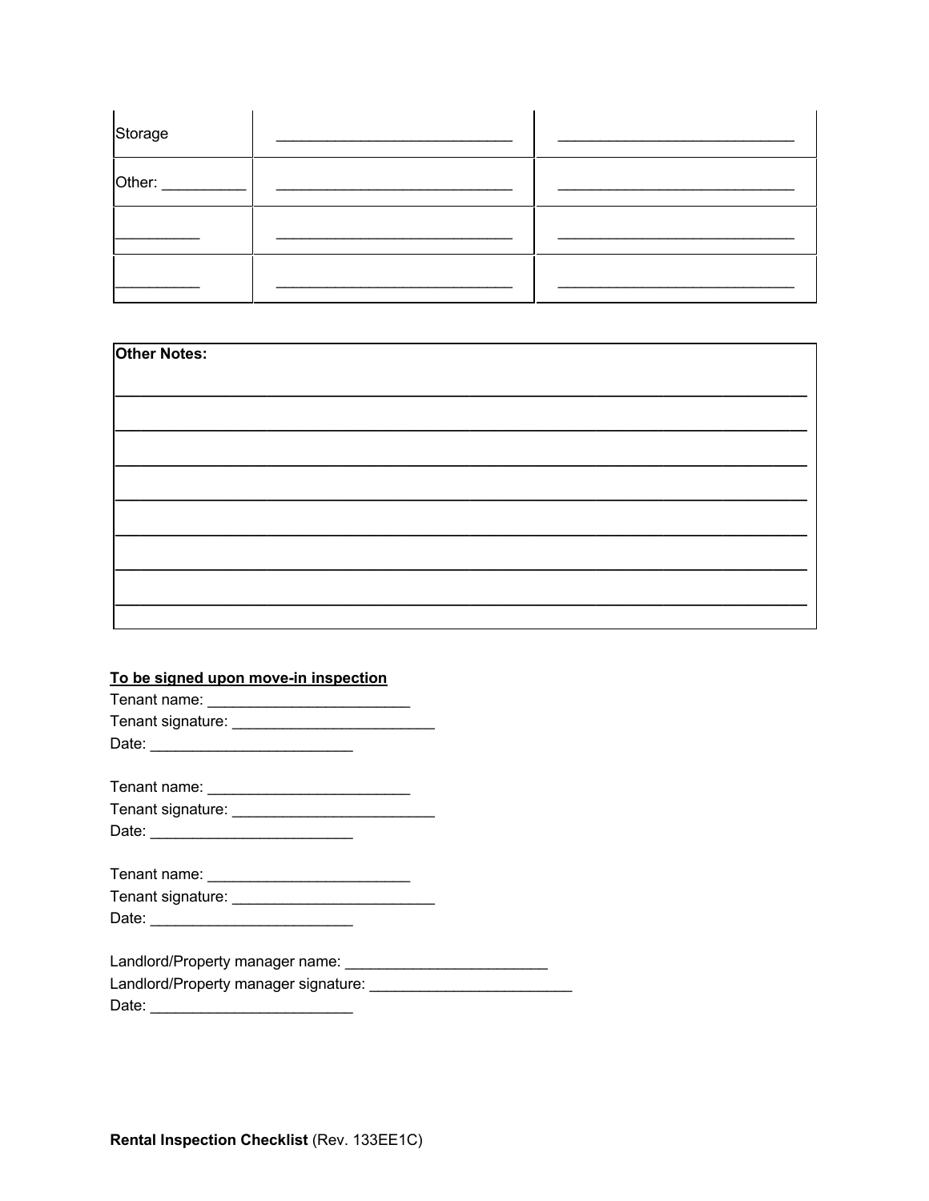| Storage | ___________________________ | ___________________________ |
|---|---|---|
| Other: __________ | ___________________________ | ___________________________ |
| __________ | ___________________________ | ___________________________ |
| __________ | ___________________________ | ___________________________ |

**Other Notes:**

________________________________________________________________________________

________________________________________________________________________________

________________________________________________________________________________

________________________________________________________________________________

________________________________________________________________________________

________________________________________________________________________________

________________________________________________________________________________

**To be signed upon move-in inspection**

Tenant name: ________________________

Tenant signature: ________________________

Date: ________________________

Tenant name: ________________________

Tenant signature: ________________________

Date: ________________________

Tenant name: ________________________

Tenant signature: ________________________

Date: ________________________

Landlord/Property manager name: ________________________

Landlord/Property manager signature: ________________________

Date: ________________________

**Rental Inspection Checklist** (Rev. 133EE1C)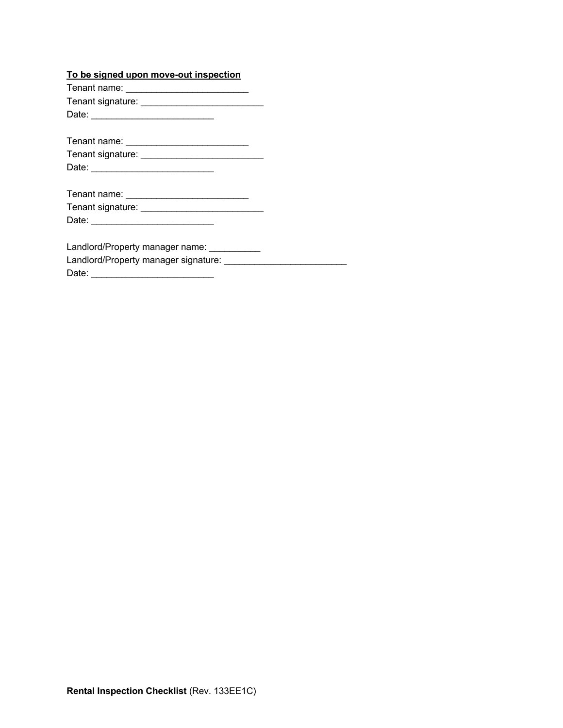**To be signed upon move-out inspection**

Tenant name: ________________________

Tenant signature: ________________________

Date: ________________________

Tenant name: ________________________

Tenant signature: ________________________

Date: ________________________

Tenant name: ________________________

Tenant signature: ________________________

Date: ________________________

Landlord/Property manager name: __________

Landlord/Property manager signature: ________________________

Date: ________________________

**Rental Inspection Checklist** (Rev. 133EE1C)